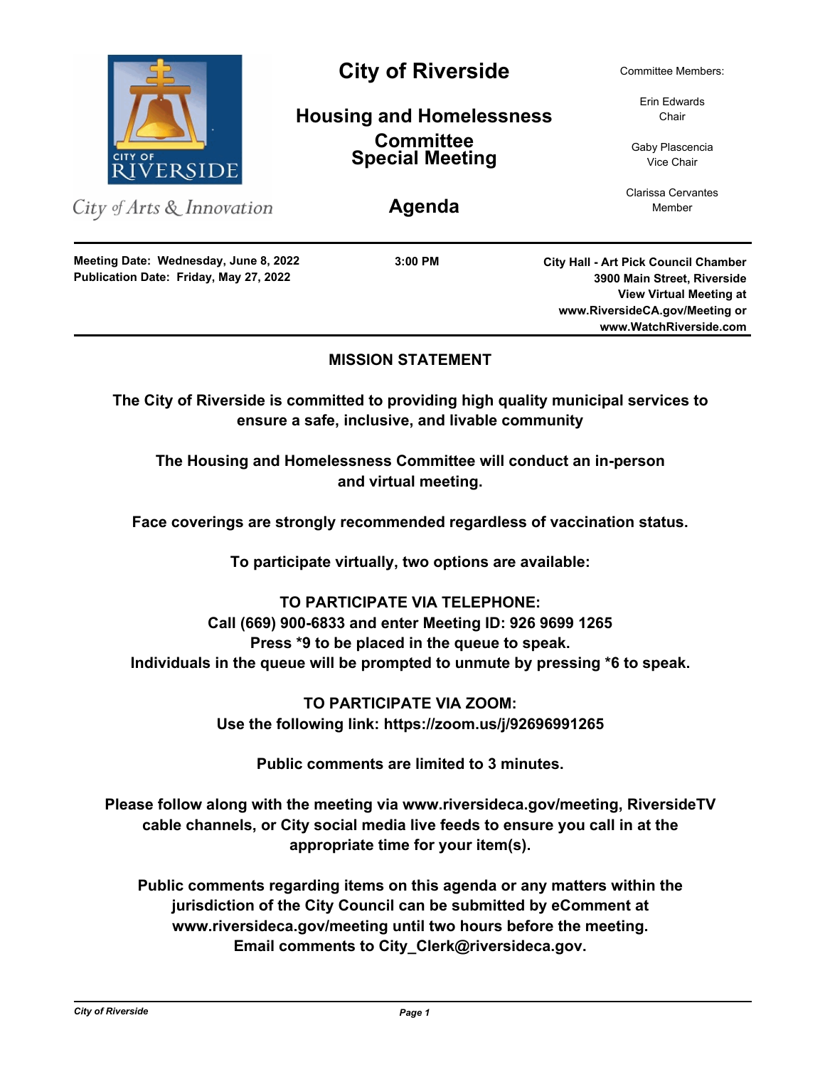# City of Riverside

## Housing and Homelessness Committee Special Meeting

## Agenda

City of Arts & Innovation

Committee Members:

Erin Edwards
Chair

Gaby Plascencia
Vice Chair

Clarissa Cervantes
Member

**Meeting Date: Wednesday, June 8, 2022**
**Publication Date: Friday, May 27, 2022**

**3:00 PM**

**City Hall - Art Pick Council Chamber**
**3900 Main Street, Riverside**
**View Virtual Meeting at**
**www.RiversideCA.gov/Meeting or**
**www.WatchRiverside.com**

---

### MISSION STATEMENT

**The City of Riverside is committed to providing high quality municipal services to ensure a safe, inclusive, and livable community**

**The Housing and Homelessness Committee will conduct an in-person and virtual meeting.**

**Face coverings are strongly recommended regardless of vaccination status.**

**To participate virtually, two options are available:**

**TO PARTICIPATE VIA TELEPHONE:**
**Call (669) 900-6833 and enter Meeting ID: 926 9699 1265**
**Press *9 to be placed in the queue to speak.**
**Individuals in the queue will be prompted to unmute by pressing *6 to speak.**

**TO PARTICIPATE VIA ZOOM:**
**Use the following link: https://zoom.us/j/92696991265**

**Public comments are limited to 3 minutes.**

**Please follow along with the meeting via www.riversideca.gov/meeting, RiversideTV cable channels, or City social media live feeds to ensure you call in at the appropriate time for your item(s).**

**Public comments regarding items on this agenda or any matters within the jurisdiction of the City Council can be submitted by eComment at www.riversideca.gov/meeting until two hours before the meeting. Email comments to City_Clerk@riversideca.gov.**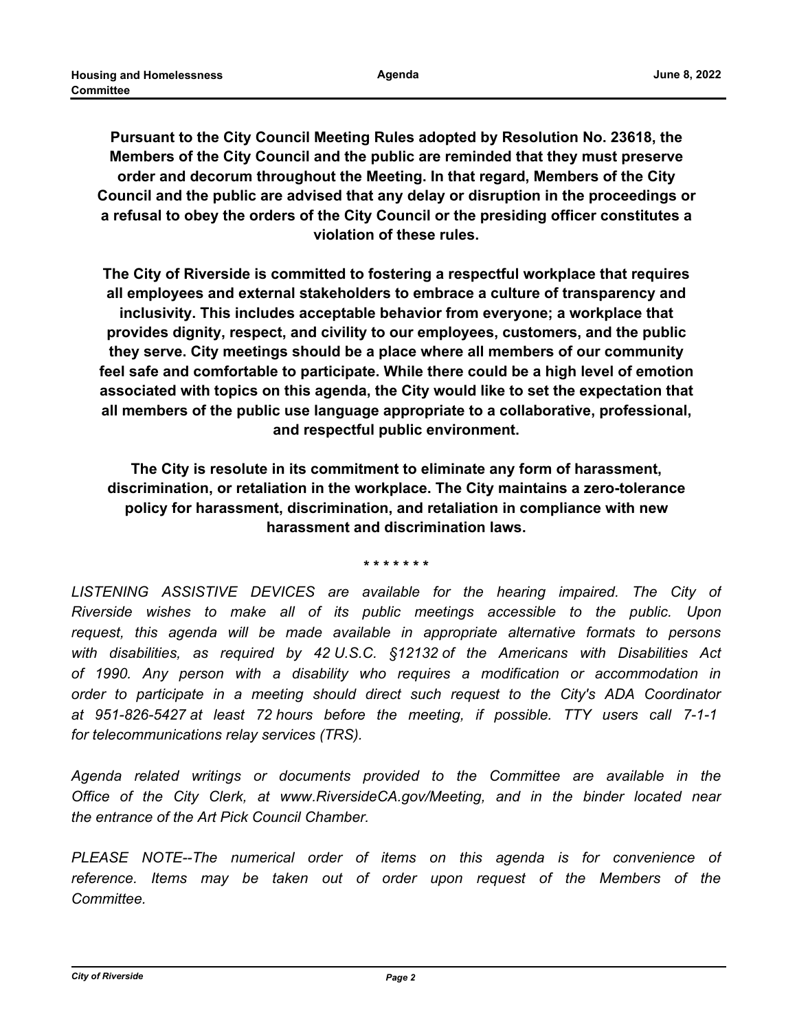**Pursuant to the City Council Meeting Rules adopted by Resolution No. 23618, the Members of the City Council and the public are reminded that they must preserve order and decorum throughout the Meeting. In that regard, Members of the City Council and the public are advised that any delay or disruption in the proceedings or a refusal to obey the orders of the City Council or the presiding officer constitutes a violation of these rules.**

**The City of Riverside is committed to fostering a respectful workplace that requires all employees and external stakeholders to embrace a culture of transparency and inclusivity. This includes acceptable behavior from everyone; a workplace that provides dignity, respect, and civility to our employees, customers, and the public they serve. City meetings should be a place where all members of our community feel safe and comfortable to participate. While there could be a high level of emotion associated with topics on this agenda, the City would like to set the expectation that all members of the public use language appropriate to a collaborative, professional, and respectful public environment.**

**The City is resolute in its commitment to eliminate any form of harassment, discrimination, or retaliation in the workplace. The City maintains a zero-tolerance policy for harassment, discrimination, and retaliation in compliance with new harassment and discrimination laws.**

\* \* \* \* \* \* \*

*LISTENING ASSISTIVE DEVICES are available for the hearing impaired. The City of Riverside wishes to make all of its public meetings accessible to the public. Upon request, this agenda will be made available in appropriate alternative formats to persons with disabilities, as required by 42 U.S.C. §12132 of the Americans with Disabilities Act of 1990. Any person with a disability who requires a modification or accommodation in order to participate in a meeting should direct such request to the City's ADA Coordinator at 951-826-5427 at least 72 hours before the meeting, if possible. TTY users call 7-1-1 for telecommunications relay services (TRS).*

*Agenda related writings or documents provided to the Committee are available in the Office of the City Clerk, at www.RiversideCA.gov/Meeting, and in the binder located near the entrance of the Art Pick Council Chamber.*

*PLEASE NOTE--The numerical order of items on this agenda is for convenience of reference. Items may be taken out of order upon request of the Members of the Committee.*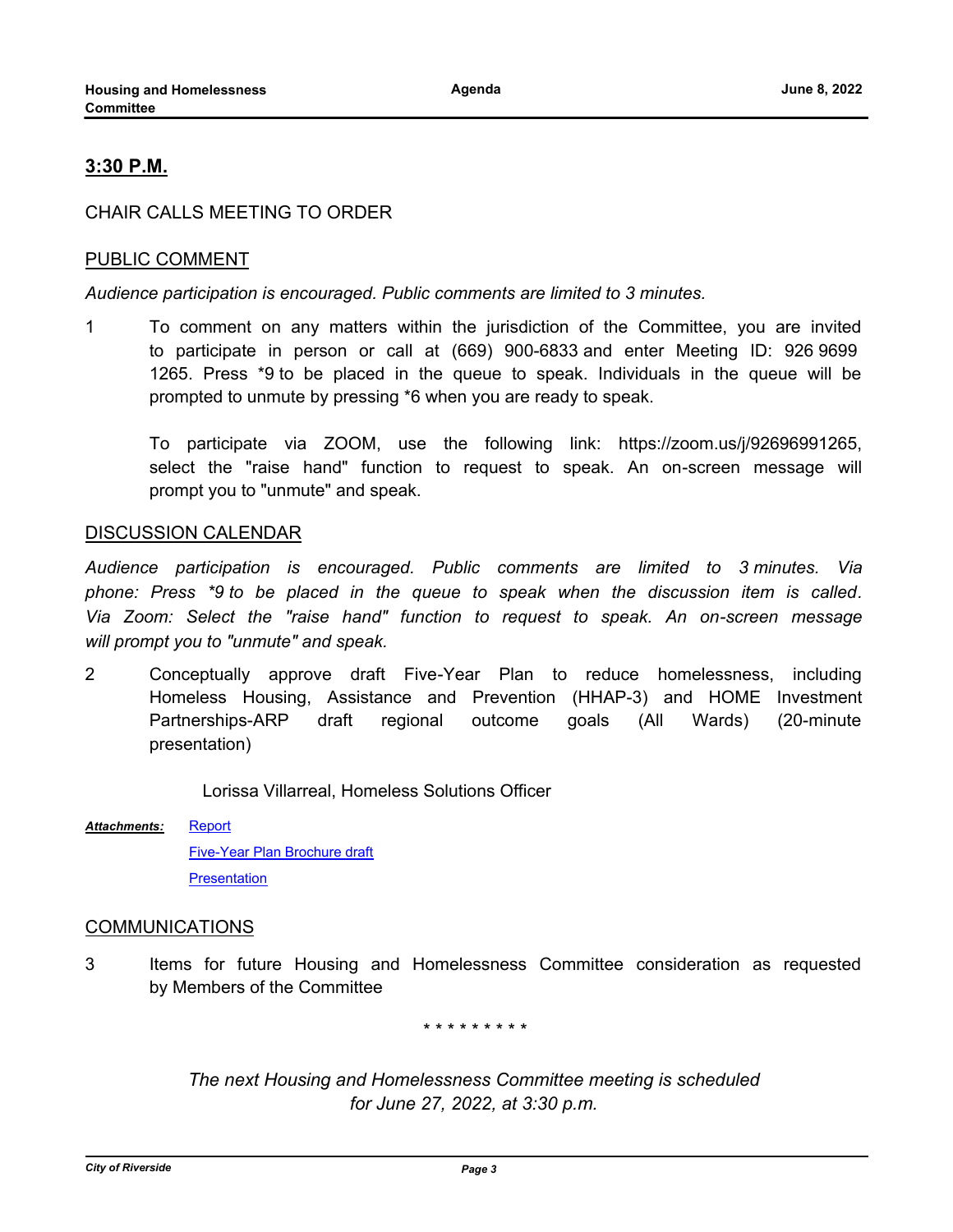## 3:30 P.M.

CHAIR CALLS MEETING TO ORDER

### PUBLIC COMMENT

*Audience participation is encouraged. Public comments are limited to 3 minutes.*

1 To comment on any matters within the jurisdiction of the Committee, you are invited to participate in person or call at (669) 900-6833 and enter Meeting ID: 926 9699 1265. Press *9 to be placed in the queue to speak. Individuals in the queue will be prompted to unmute by pressing *6 when you are ready to speak.

To participate via ZOOM, use the following link: https://zoom.us/j/92696991265, select the "raise hand" function to request to speak. An on-screen message will prompt you to "unmute" and speak.

### DISCUSSION CALENDAR

*Audience participation is encouraged. Public comments are limited to 3 minutes. Via phone: Press *9 to be placed in the queue to speak when the discussion item is called. Via Zoom: Select the "raise hand" function to request to speak. An on-screen message will prompt you to "unmute" and speak.*

2 Conceptually approve draft Five-Year Plan to reduce homelessness, including Homeless Housing, Assistance and Prevention (HHAP-3) and HOME Investment Partnerships-ARP draft regional outcome goals (All Wards) (20-minute presentation)

Lorissa Villarreal, Homeless Solutions Officer

***Attachments:*** Report
Five-Year Plan Brochure draft
Presentation

### COMMUNICATIONS

3 Items for future Housing and Homelessness Committee consideration as requested by Members of the Committee

\* \* \* \* \* \* \* \* \*

*The next Housing and Homelessness Committee meeting is scheduled for June 27, 2022, at 3:30 p.m.*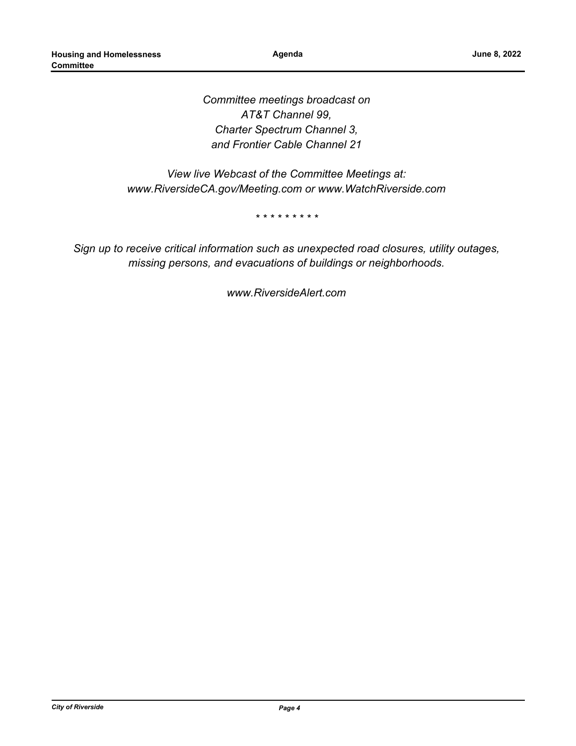*Committee meetings broadcast on*
*AT&T Channel 99,*
*Charter Spectrum Channel 3,*
*and Frontier Cable Channel 21*

*View live Webcast of the Committee Meetings at:*
*www.RiversideCA.gov/Meeting.com or www.WatchRiverside.com*

\* \* \* \* \* \* \* \* \*

*Sign up to receive critical information such as unexpected road closures, utility outages, missing persons, and evacuations of buildings or neighborhoods.*

*www.RiversideAlert.com*